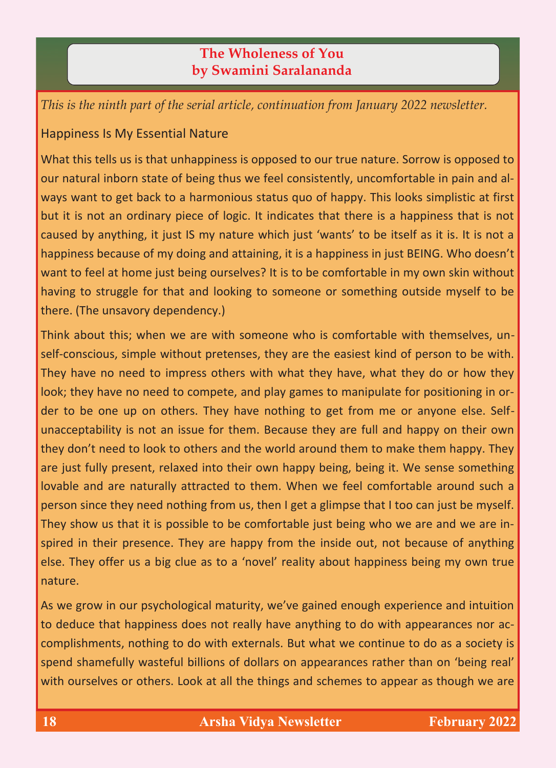# The Wholeness of You
## by Swamini Saralananda

*This is the ninth part of the serial article, continuation from January 2022 newsletter.*

### Happiness Is My Essential Nature

What this tells us is that unhappiness is opposed to our true nature. Sorrow is opposed to our natural inborn state of being thus we feel consistently, uncomfortable in pain and always want to get back to a harmonious status quo of happy. This looks simplistic at first but it is not an ordinary piece of logic. It indicates that there is a happiness that is not caused by anything, it just IS my nature which just 'wants' to be itself as it is. It is not a happiness because of my doing and attaining, it is a happiness in just BEING. Who doesn't want to feel at home just being ourselves? It is to be comfortable in my own skin without having to struggle for that and looking to someone or something outside myself to be there. (The unsavory dependency.)

Think about this; when we are with someone who is comfortable with themselves, un-self-conscious, simple without pretenses, they are the easiest kind of person to be with. They have no need to impress others with what they have, what they do or how they look; they have no need to compete, and play games to manipulate for positioning in order to be one up on others. They have nothing to get from me or anyone else. Self-unacceptability is not an issue for them. Because they are full and happy on their own they don't need to look to others and the world around them to make them happy. They are just fully present, relaxed into their own happy being, being it. We sense something lovable and are naturally attracted to them. When we feel comfortable around such a person since they need nothing from us, then I get a glimpse that I too can just be myself. They show us that it is possible to be comfortable just being who we are and we are inspired in their presence. They are happy from the inside out, not because of anything else. They offer us a big clue as to a 'novel' reality about happiness being my own true nature.

As we grow in our psychological maturity, we've gained enough experience and intuition to deduce that happiness does not really have anything to do with appearances nor accomplishments, nothing to do with externals. But what we continue to do as a society is spend shamefully wasteful billions of dollars on appearances rather than on 'being real' with ourselves or others. Look at all the things and schemes to appear as though we are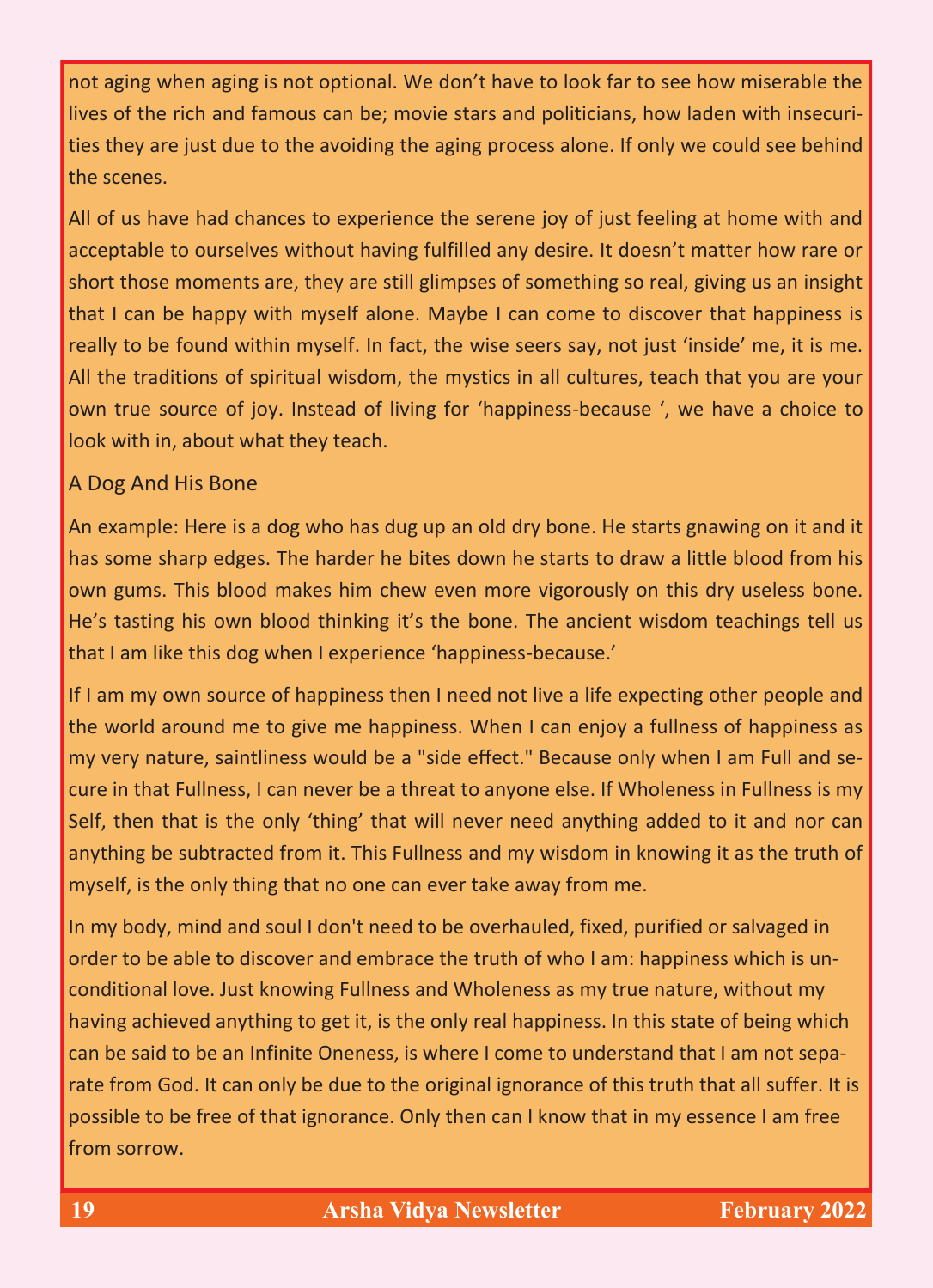not aging when aging is not optional. We don't have to look far to see how miserable the lives of the rich and famous can be; movie stars and politicians, how laden with insecurities they are just due to the avoiding the aging process alone. If only we could see behind the scenes.

All of us have had chances to experience the serene joy of just feeling at home with and acceptable to ourselves without having fulfilled any desire. It doesn't matter how rare or short those moments are, they are still glimpses of something so real, giving us an insight that I can be happy with myself alone. Maybe I can come to discover that happiness is really to be found within myself. In fact, the wise seers say, not just 'inside' me, it is me. All the traditions of spiritual wisdom, the mystics in all cultures, teach that you are your own true source of joy. Instead of living for 'happiness-because ', we have a choice to look with in, about what they teach.

### A Dog And His Bone

An example: Here is a dog who has dug up an old dry bone. He starts gnawing on it and it has some sharp edges. The harder he bites down he starts to draw a little blood from his own gums. This blood makes him chew even more vigorously on this dry useless bone. He's tasting his own blood thinking it's the bone. The ancient wisdom teachings tell us that I am like this dog when I experience 'happiness-because.'

If I am my own source of happiness then I need not live a life expecting other people and the world around me to give me happiness. When I can enjoy a fullness of happiness as my very nature, saintliness would be a "side effect." Because only when I am Full and secure in that Fullness, I can never be a threat to anyone else. If Wholeness in Fullness is my Self, then that is the only 'thing' that will never need anything added to it and nor can anything be subtracted from it. This Fullness and my wisdom in knowing it as the truth of myself, is the only thing that no one can ever take away from me.

In my body, mind and soul I don't need to be overhauled, fixed, purified or salvaged in order to be able to discover and embrace the truth of who I am: happiness which is unconditional love. Just knowing Fullness and Wholeness as my true nature, without my having achieved anything to get it, is the only real happiness. In this state of being which can be said to be an Infinite Oneness, is where I come to understand that I am not separate from God. It can only be due to the original ignorance of this truth that all suffer. It is possible to be free of that ignorance. Only then can I know that in my essence I am free from sorrow.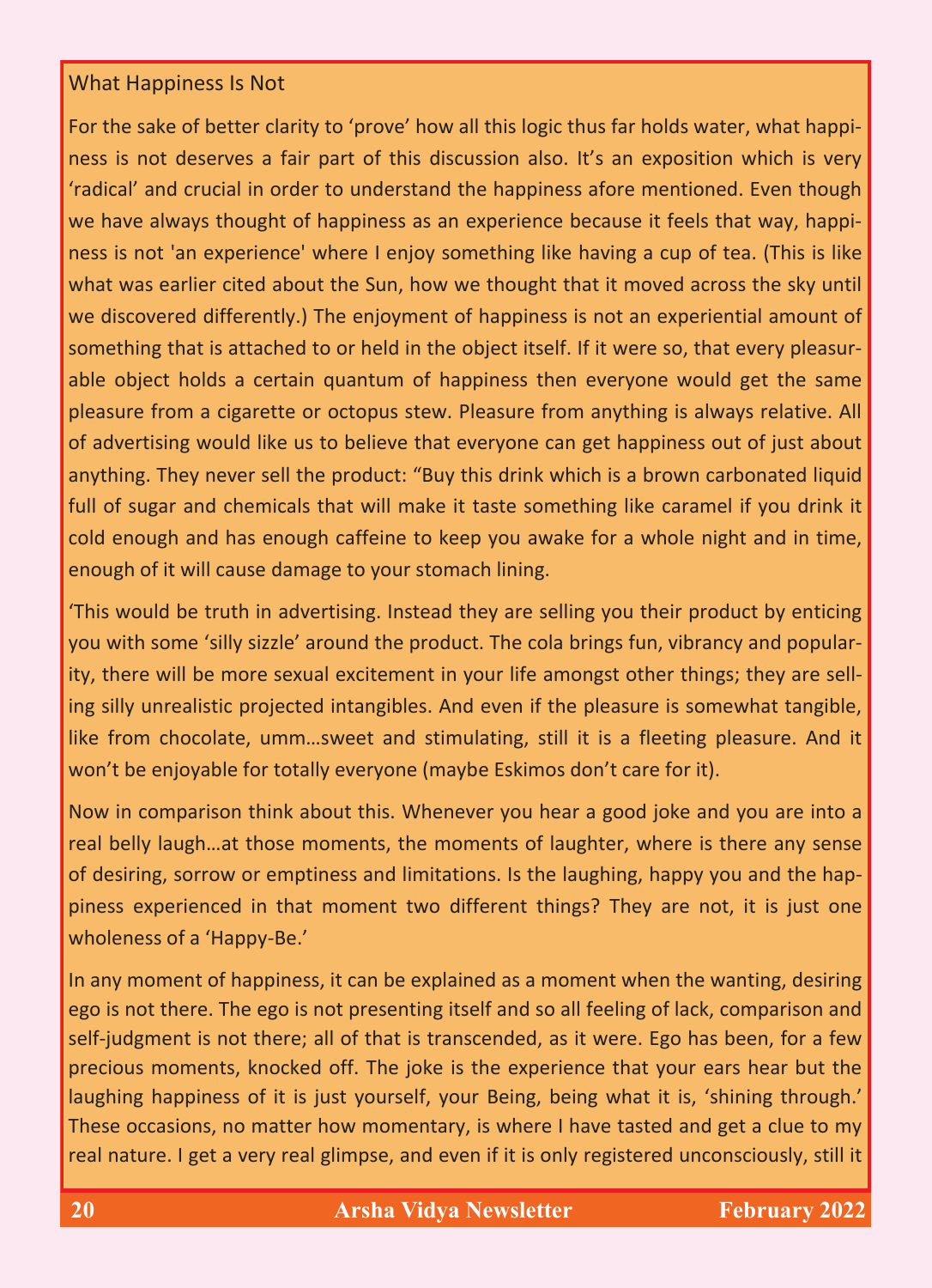## What Happiness Is Not

For the sake of better clarity to 'prove' how all this logic thus far holds water, what happiness is not deserves a fair part of this discussion also. It's an exposition which is very 'radical' and crucial in order to understand the happiness afore mentioned. Even though we have always thought of happiness as an experience because it feels that way, happiness is not 'an experience' where I enjoy something like having a cup of tea. (This is like what was earlier cited about the Sun, how we thought that it moved across the sky until we discovered differently.) The enjoyment of happiness is not an experiential amount of something that is attached to or held in the object itself. If it were so, that every pleasurable object holds a certain quantum of happiness then everyone would get the same pleasure from a cigarette or octopus stew. Pleasure from anything is always relative. All of advertising would like us to believe that everyone can get happiness out of just about anything. They never sell the product: "Buy this drink which is a brown carbonated liquid full of sugar and chemicals that will make it taste something like caramel if you drink it cold enough and has enough caffeine to keep you awake for a whole night and in time, enough of it will cause damage to your stomach lining.

'This would be truth in advertising. Instead they are selling you their product by enticing you with some 'silly sizzle' around the product. The cola brings fun, vibrancy and popularity, there will be more sexual excitement in your life amongst other things; they are selling silly unrealistic projected intangibles. And even if the pleasure is somewhat tangible, like from chocolate, umm…sweet and stimulating, still it is a fleeting pleasure. And it won't be enjoyable for totally everyone (maybe Eskimos don't care for it).

Now in comparison think about this. Whenever you hear a good joke and you are into a real belly laugh…at those moments, the moments of laughter, where is there any sense of desiring, sorrow or emptiness and limitations. Is the laughing, happy you and the happiness experienced in that moment two different things? They are not, it is just one wholeness of a 'Happy-Be.'

In any moment of happiness, it can be explained as a moment when the wanting, desiring ego is not there. The ego is not presenting itself and so all feeling of lack, comparison and self-judgment is not there; all of that is transcended, as it were. Ego has been, for a few precious moments, knocked off. The joke is the experience that your ears hear but the laughing happiness of it is just yourself, your Being, being what it is, 'shining through.' These occasions, no matter how momentary, is where I have tasted and get a clue to my real nature. I get a very real glimpse, and even if it is only registered unconsciously, still it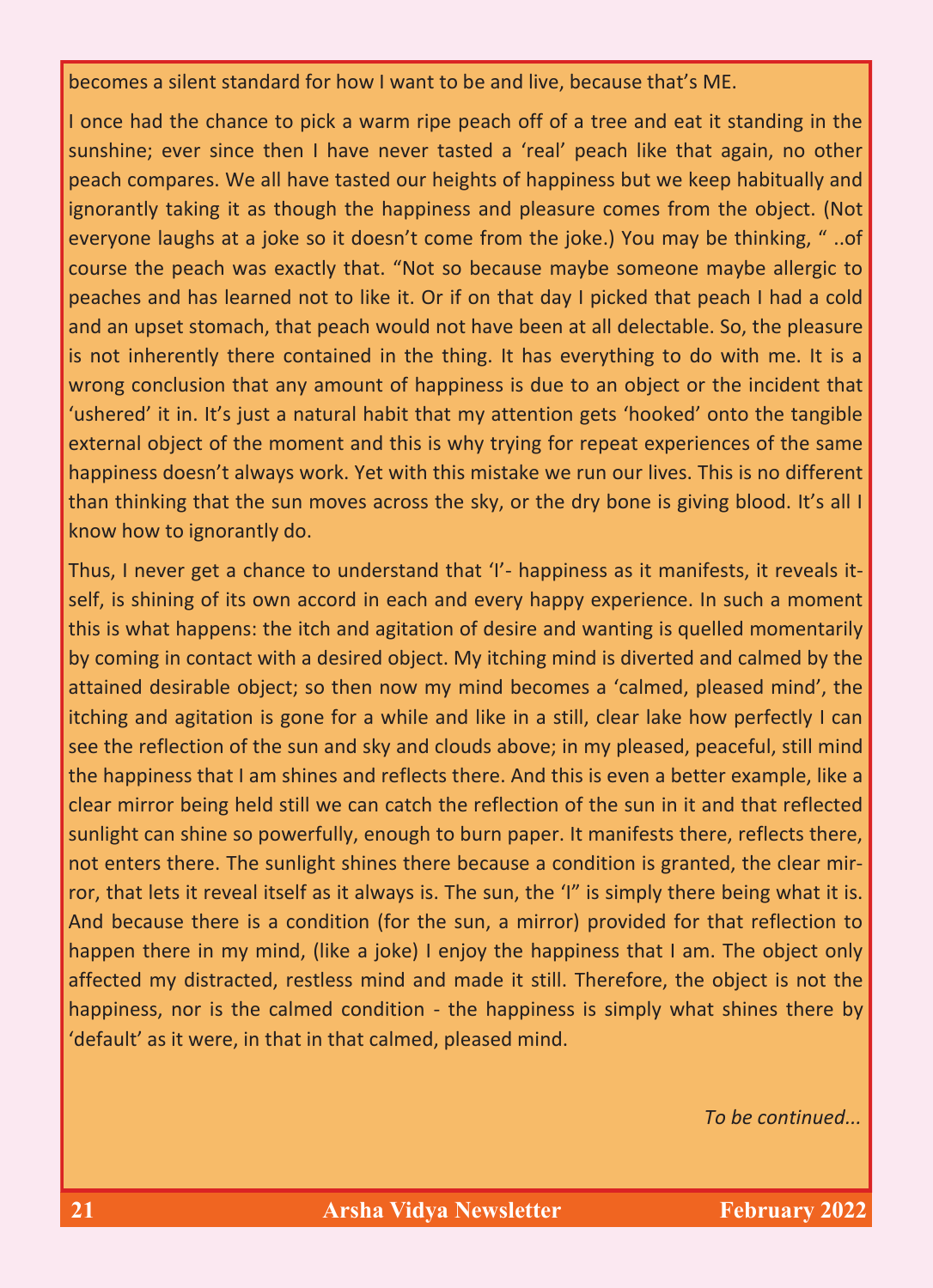becomes a silent standard for how I want to be and live, because that's ME.

I once had the chance to pick a warm ripe peach off of a tree and eat it standing in the sunshine; ever since then I have never tasted a 'real' peach like that again, no other peach compares. We all have tasted our heights of happiness but we keep habitually and ignorantly taking it as though the happiness and pleasure comes from the object. (Not everyone laughs at a joke so it doesn't come from the joke.) You may be thinking, " ..of course the peach was exactly that. "Not so because maybe someone maybe allergic to peaches and has learned not to like it. Or if on that day I picked that peach I had a cold and an upset stomach, that peach would not have been at all delectable. So, the pleasure is not inherently there contained in the thing. It has everything to do with me. It is a wrong conclusion that any amount of happiness is due to an object or the incident that 'ushered' it in. It's just a natural habit that my attention gets 'hooked' onto the tangible external object of the moment and this is why trying for repeat experiences of the same happiness doesn't always work. Yet with this mistake we run our lives. This is no different than thinking that the sun moves across the sky, or the dry bone is giving blood. It's all I know how to ignorantly do.

Thus, I never get a chance to understand that 'I'- happiness as it manifests, it reveals itself, is shining of its own accord in each and every happy experience. In such a moment this is what happens: the itch and agitation of desire and wanting is quelled momentarily by coming in contact with a desired object. My itching mind is diverted and calmed by the attained desirable object; so then now my mind becomes a 'calmed, pleased mind', the itching and agitation is gone for a while and like in a still, clear lake how perfectly I can see the reflection of the sun and sky and clouds above; in my pleased, peaceful, still mind the happiness that I am shines and reflects there. And this is even a better example, like a clear mirror being held still we can catch the reflection of the sun in it and that reflected sunlight can shine so powerfully, enough to burn paper. It manifests there, reflects there, not enters there. The sunlight shines there because a condition is granted, the clear mirror, that lets it reveal itself as it always is. The sun, the 'I" is simply there being what it is. And because there is a condition (for the sun, a mirror) provided for that reflection to happen there in my mind, (like a joke) I enjoy the happiness that I am. The object only affected my distracted, restless mind and made it still. Therefore, the object is not the happiness, nor is the calmed condition - the happiness is simply what shines there by 'default' as it were, in that in that calmed, pleased mind.

*To be continued...*